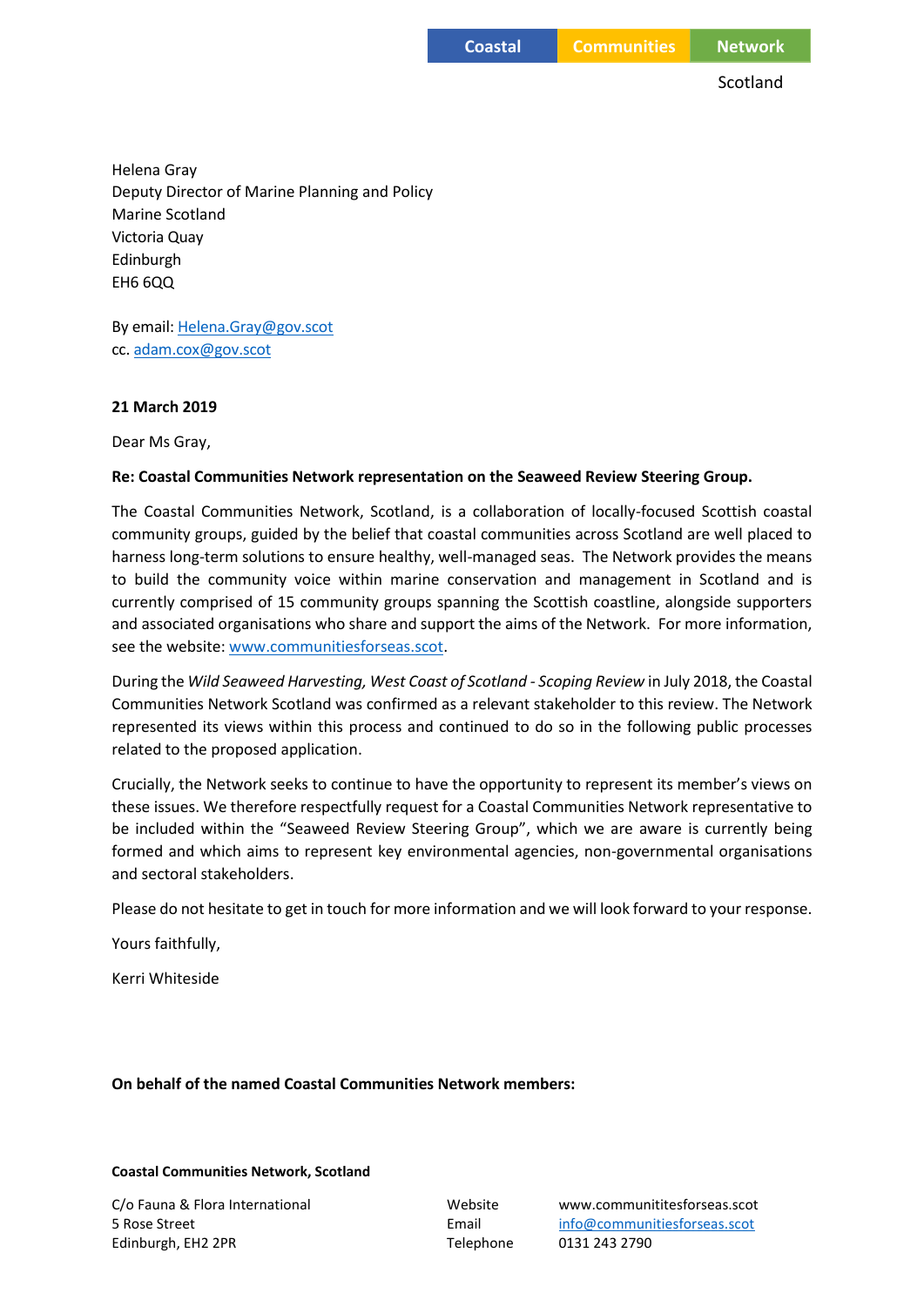Coastal Communities Network
Scotland

Helena Gray
Deputy Director of Marine Planning and Policy
Marine Scotland
Victoria Quay
Edinburgh
EH6 6QQ

By email: Helena.Gray@gov.scot
cc. adam.cox@gov.scot

**21 March 2019**

Dear Ms Gray,

**Re: Coastal Communities Network representation on the Seaweed Review Steering Group.**

The Coastal Communities Network, Scotland, is a collaboration of locally-focused Scottish coastal community groups, guided by the belief that coastal communities across Scotland are well placed to harness long-term solutions to ensure healthy, well-managed seas. The Network provides the means to build the community voice within marine conservation and management in Scotland and is currently comprised of 15 community groups spanning the Scottish coastline, alongside supporters and associated organisations who share and support the aims of the Network. For more information, see the website: www.communitiesforseas.scot.

During the *Wild Seaweed Harvesting, West Coast of Scotland - Scoping Review* in July 2018, the Coastal Communities Network Scotland was confirmed as a relevant stakeholder to this review. The Network represented its views within this process and continued to do so in the following public processes related to the proposed application.

Crucially, the Network seeks to continue to have the opportunity to represent its member's views on these issues. We therefore respectfully request for a Coastal Communities Network representative to be included within the "Seaweed Review Steering Group", which we are aware is currently being formed and which aims to represent key environmental agencies, non-governmental organisations and sectoral stakeholders.

Please do not hesitate to get in touch for more information and we will look forward to your response.

Yours faithfully,

Kerri Whiteside

**On behalf of the named Coastal Communities Network members:**

**Coastal Communities Network, Scotland**

C/o Fauna & Flora International
5 Rose Street
Edinburgh, EH2 2PR

Website www.communititesforseas.scot
Email info@communitiesforseas.scot
Telephone 0131 243 2790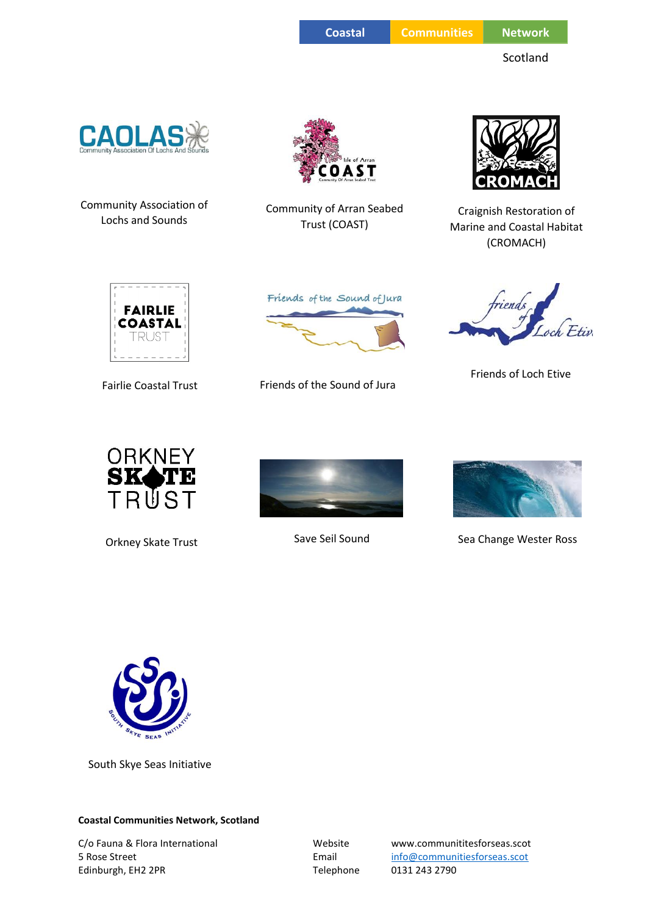Community Association of Lochs and Sounds

Community of Arran Seabed Trust (COAST)

Craignish Restoration of Marine and Coastal Habitat (CROMACH)

Fairlie Coastal Trust

Friends of the Sound of Jura

Friends of Loch Etive

Orkney Skate Trust

Save Seil Sound

Sea Change Wester Ross

South Skye Seas Initiative

**Coastal Communities Network, Scotland**

C/o Fauna & Flora International
5 Rose Street
Edinburgh, EH2 2PR

Website www.communititesforseas.scot
Email info@communitiesforseas.scot
Telephone 0131 243 2790